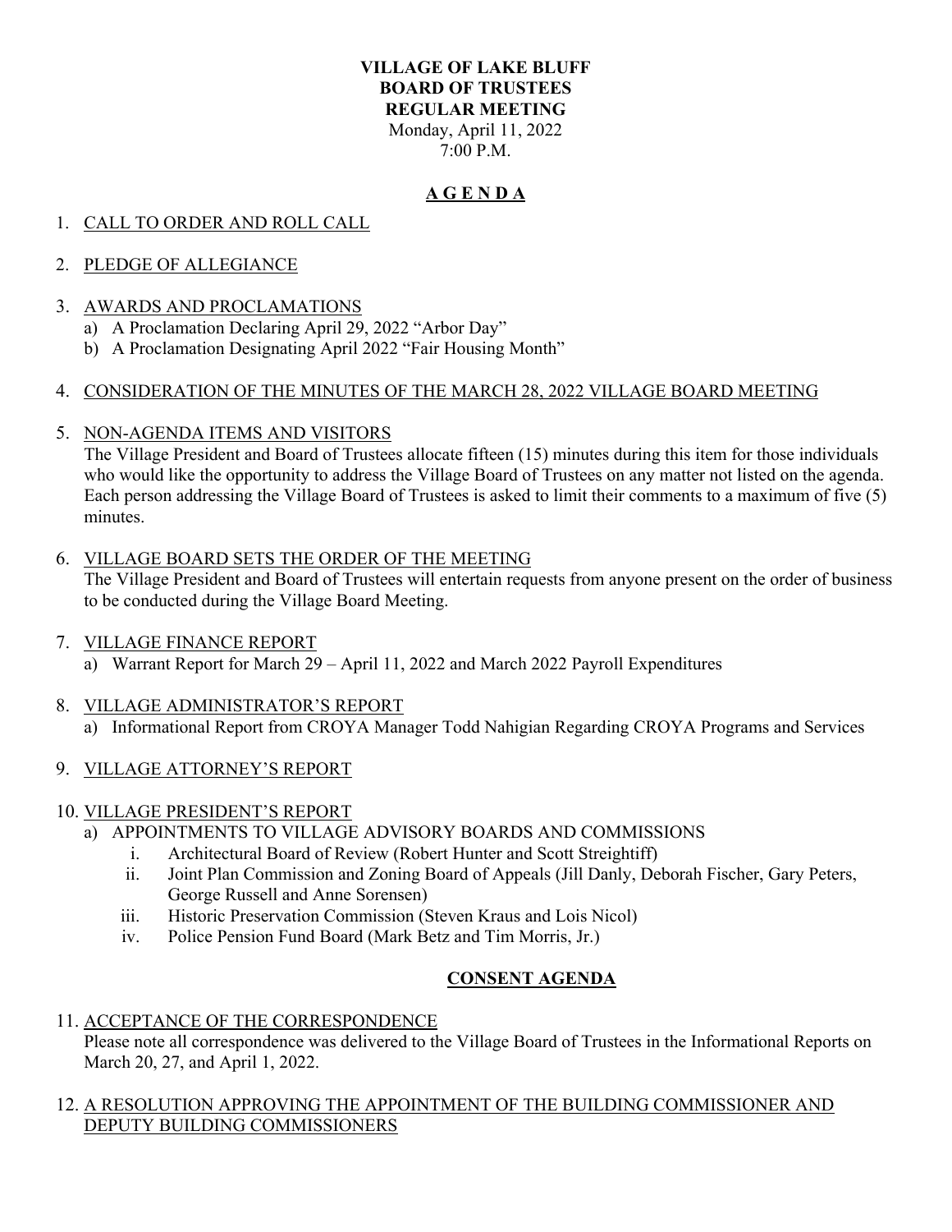**VILLAGE OF LAKE BLUFF**
**BOARD OF TRUSTEES**
**REGULAR MEETING**
Monday, April 11, 2022
7:00 P.M.

## A G E N D A

1. CALL TO ORDER AND ROLL CALL

2. PLEDGE OF ALLEGIANCE

3. AWARDS AND PROCLAMATIONS
   a) A Proclamation Declaring April 29, 2022 "Arbor Day"
   b) A Proclamation Designating April 2022 "Fair Housing Month"

4. CONSIDERATION OF THE MINUTES OF THE MARCH 28, 2022 VILLAGE BOARD MEETING

5. NON-AGENDA ITEMS AND VISITORS
   The Village President and Board of Trustees allocate fifteen (15) minutes during this item for those individuals who would like the opportunity to address the Village Board of Trustees on any matter not listed on the agenda. Each person addressing the Village Board of Trustees is asked to limit their comments to a maximum of five (5) minutes.

6. VILLAGE BOARD SETS THE ORDER OF THE MEETING
   The Village President and Board of Trustees will entertain requests from anyone present on the order of business to be conducted during the Village Board Meeting.

7. VILLAGE FINANCE REPORT
   a) Warrant Report for March 29 – April 11, 2022 and March 2022 Payroll Expenditures

8. VILLAGE ADMINISTRATOR'S REPORT
   a) Informational Report from CROYA Manager Todd Nahigian Regarding CROYA Programs and Services

9. VILLAGE ATTORNEY'S REPORT

10. VILLAGE PRESIDENT'S REPORT
    a) APPOINTMENTS TO VILLAGE ADVISORY BOARDS AND COMMISSIONS
       i. Architectural Board of Review (Robert Hunter and Scott Streightiff)
       ii. Joint Plan Commission and Zoning Board of Appeals (Jill Danly, Deborah Fischer, Gary Peters, George Russell and Anne Sorensen)
       iii. Historic Preservation Commission (Steven Kraus and Lois Nicol)
       iv. Police Pension Fund Board (Mark Betz and Tim Morris, Jr.)

## CONSENT AGENDA

11. ACCEPTANCE OF THE CORRESPONDENCE
    Please note all correspondence was delivered to the Village Board of Trustees in the Informational Reports on March 20, 27, and April 1, 2022.

12. A RESOLUTION APPROVING THE APPOINTMENT OF THE BUILDING COMMISSIONER AND DEPUTY BUILDING COMMISSIONERS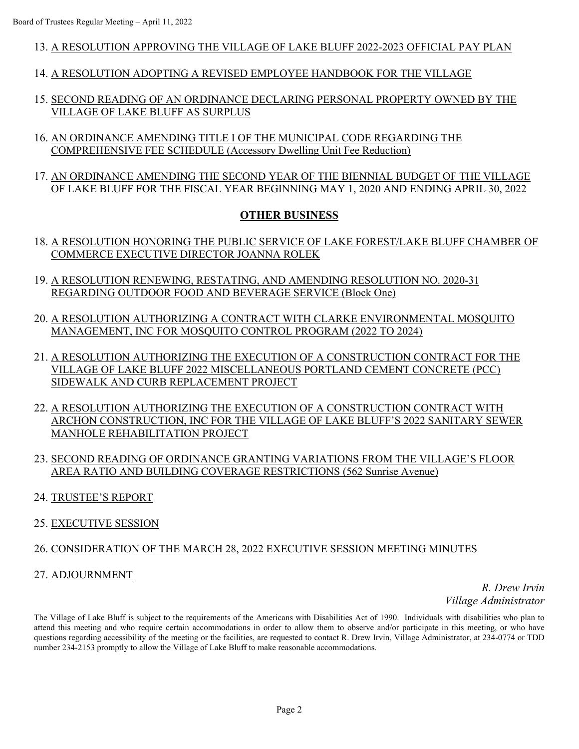13. A RESOLUTION APPROVING THE VILLAGE OF LAKE BLUFF 2022-2023 OFFICIAL PAY PLAN

14. A RESOLUTION ADOPTING A REVISED EMPLOYEE HANDBOOK FOR THE VILLAGE

15. SECOND READING OF AN ORDINANCE DECLARING PERSONAL PROPERTY OWNED BY THE VILLAGE OF LAKE BLUFF AS SURPLUS

16. AN ORDINANCE AMENDING TITLE I OF THE MUNICIPAL CODE REGARDING THE COMPREHENSIVE FEE SCHEDULE (Accessory Dwelling Unit Fee Reduction)

17. AN ORDINANCE AMENDING THE SECOND YEAR OF THE BIENNIAL BUDGET OF THE VILLAGE OF LAKE BLUFF FOR THE FISCAL YEAR BEGINNING MAY 1, 2020 AND ENDING APRIL 30, 2022

## OTHER BUSINESS

18. A RESOLUTION HONORING THE PUBLIC SERVICE OF LAKE FOREST/LAKE BLUFF CHAMBER OF COMMERCE EXECUTIVE DIRECTOR JOANNA ROLEK

19. A RESOLUTION RENEWING, RESTATING, AND AMENDING RESOLUTION NO. 2020-31 REGARDING OUTDOOR FOOD AND BEVERAGE SERVICE (Block One)

20. A RESOLUTION AUTHORIZING A CONTRACT WITH CLARKE ENVIRONMENTAL MOSQUITO MANAGEMENT, INC FOR MOSQUITO CONTROL PROGRAM (2022 TO 2024)

21. A RESOLUTION AUTHORIZING THE EXECUTION OF A CONSTRUCTION CONTRACT FOR THE VILLAGE OF LAKE BLUFF 2022 MISCELLANEOUS PORTLAND CEMENT CONCRETE (PCC) SIDEWALK AND CURB REPLACEMENT PROJECT

22. A RESOLUTION AUTHORIZING THE EXECUTION OF A CONSTRUCTION CONTRACT WITH ARCHON CONSTRUCTION, INC FOR THE VILLAGE OF LAKE BLUFF'S 2022 SANITARY SEWER MANHOLE REHABILITATION PROJECT

23. SECOND READING OF ORDINANCE GRANTING VARIATIONS FROM THE VILLAGE'S FLOOR AREA RATIO AND BUILDING COVERAGE RESTRICTIONS (562 Sunrise Avenue)

24. TRUSTEE'S REPORT

25. EXECUTIVE SESSION

26. CONSIDERATION OF THE MARCH 28, 2022 EXECUTIVE SESSION MEETING MINUTES

27. ADJOURNMENT

*R. Drew Irvin*
*Village Administrator*

The Village of Lake Bluff is subject to the requirements of the Americans with Disabilities Act of 1990. Individuals with disabilities who plan to attend this meeting and who require certain accommodations in order to allow them to observe and/or participate in this meeting, or who have questions regarding accessibility of the meeting or the facilities, are requested to contact R. Drew Irvin, Village Administrator, at 234-0774 or TDD number 234-2153 promptly to allow the Village of Lake Bluff to make reasonable accommodations.